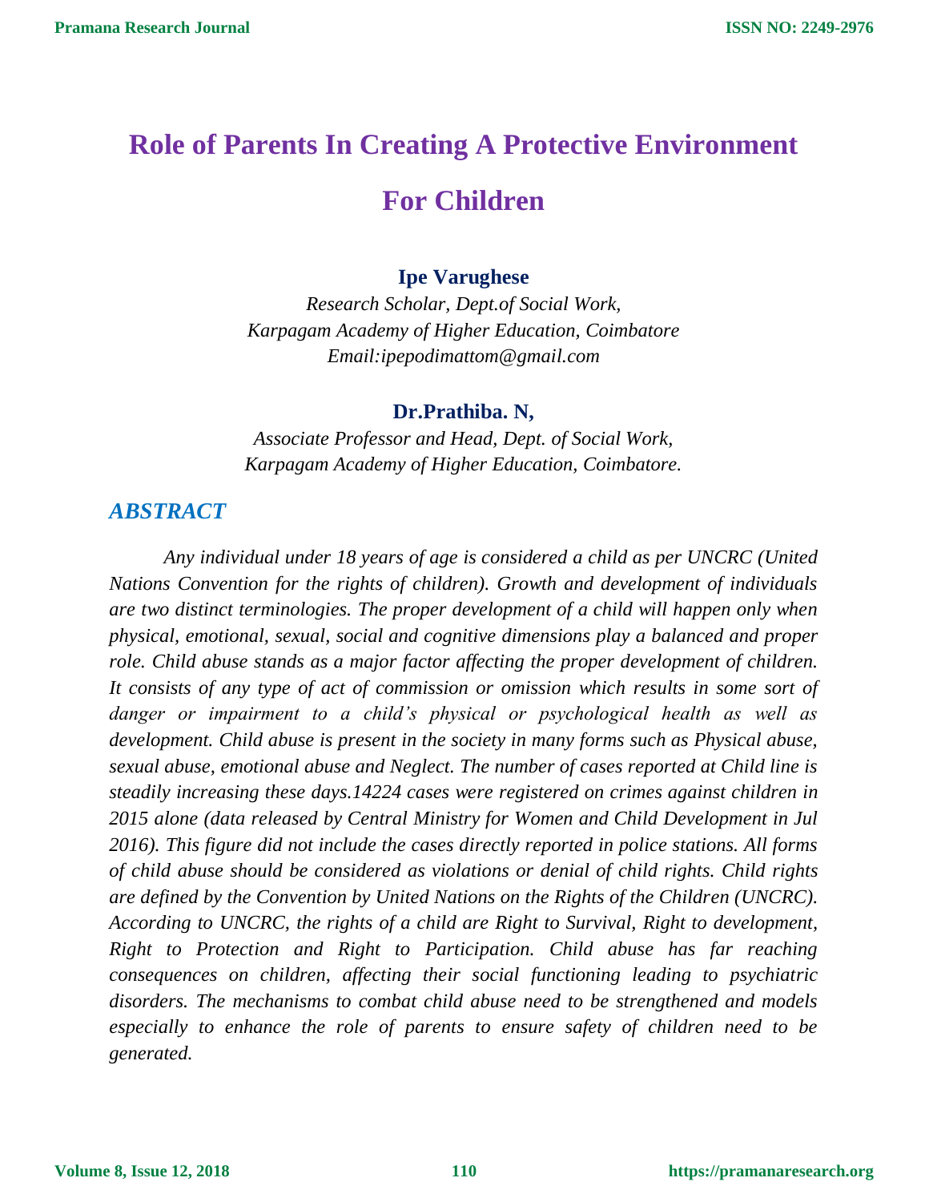# Role of Parents In Creating A Protective Environment For Children

**Ipe Varughese**

*Research Scholar, Dept.of Social Work,*
*Karpagam Academy of Higher Education, Coimbatore*
*Email:ipepodimattom@gmail.com*

**Dr.Prathiba. N,**

*Associate Professor and Head, Dept. of Social Work,*
*Karpagam Academy of Higher Education, Coimbatore.*

## ABSTRACT

*Any individual under 18 years of age is considered a child as per UNCRC (United Nations Convention for the rights of children). Growth and development of individuals are two distinct terminologies. The proper development of a child will happen only when physical, emotional, sexual, social and cognitive dimensions play a balanced and proper role. Child abuse stands as a major factor affecting the proper development of children. It consists of any type of act of commission or omission which results in some sort of danger or impairment to a child's physical or psychological health as well as development. Child abuse is present in the society in many forms such as Physical abuse, sexual abuse, emotional abuse and Neglect. The number of cases reported at Child line is steadily increasing these days.14224 cases were registered on crimes against children in 2015 alone (data released by Central Ministry for Women and Child Development in Jul 2016). This figure did not include the cases directly reported in police stations. All forms of child abuse should be considered as violations or denial of child rights. Child rights are defined by the Convention by United Nations on the Rights of the Children (UNCRC). According to UNCRC, the rights of a child are Right to Survival, Right to development, Right to Protection and Right to Participation. Child abuse has far reaching consequences on children, affecting their social functioning leading to psychiatric disorders. The mechanisms to combat child abuse need to be strengthened and models especially to enhance the role of parents to ensure safety of children need to be generated.*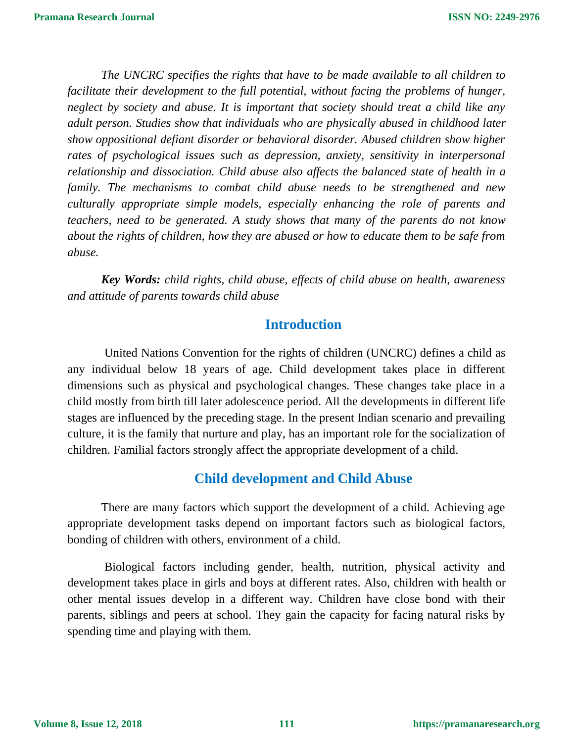*The UNCRC specifies the rights that have to be made available to all children to facilitate their development to the full potential, without facing the problems of hunger, neglect by society and abuse. It is important that society should treat a child like any adult person. Studies show that individuals who are physically abused in childhood later show oppositional defiant disorder or behavioral disorder. Abused children show higher rates of psychological issues such as depression, anxiety, sensitivity in interpersonal relationship and dissociation. Child abuse also affects the balanced state of health in a family. The mechanisms to combat child abuse needs to be strengthened and new culturally appropriate simple models, especially enhancing the role of parents and teachers, need to be generated. A study shows that many of the parents do not know about the rights of children, how they are abused or how to educate them to be safe from abuse.*

***Key Words:*** *child rights, child abuse, effects of child abuse on health, awareness and attitude of parents towards child abuse*

## Introduction

United Nations Convention for the rights of children (UNCRC) defines a child as any individual below 18 years of age. Child development takes place in different dimensions such as physical and psychological changes. These changes take place in a child mostly from birth till later adolescence period. All the developments in different life stages are influenced by the preceding stage. In the present Indian scenario and prevailing culture, it is the family that nurture and play, has an important role for the socialization of children. Familial factors strongly affect the appropriate development of a child.

## Child development and Child Abuse

There are many factors which support the development of a child. Achieving age appropriate development tasks depend on important factors such as biological factors, bonding of children with others, environment of a child.

Biological factors including gender, health, nutrition, physical activity and development takes place in girls and boys at different rates. Also, children with health or other mental issues develop in a different way. Children have close bond with their parents, siblings and peers at school. They gain the capacity for facing natural risks by spending time and playing with them.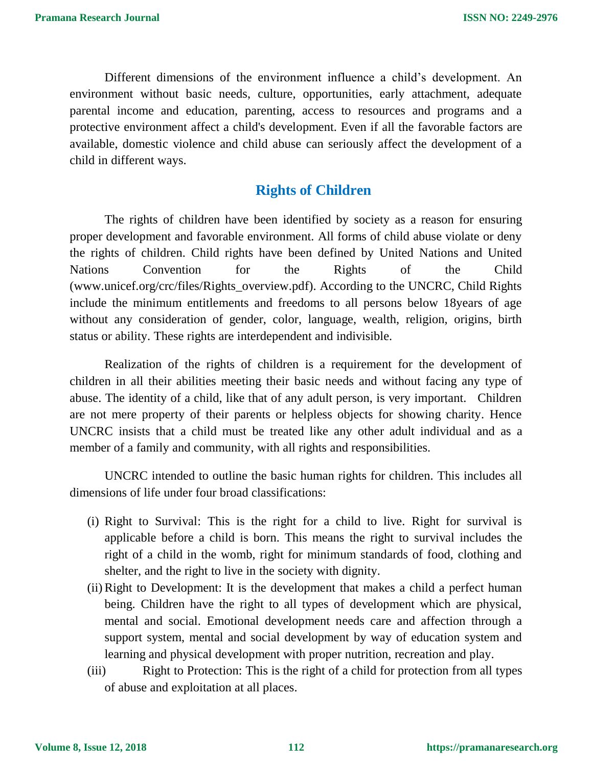Different dimensions of the environment influence a child's development. An environment without basic needs, culture, opportunities, early attachment, adequate parental income and education, parenting, access to resources and programs and a protective environment affect a child's development. Even if all the favorable factors are available, domestic violence and child abuse can seriously affect the development of a child in different ways.

## Rights of Children

The rights of children have been identified by society as a reason for ensuring proper development and favorable environment. All forms of child abuse violate or deny the rights of children. Child rights have been defined by United Nations and United Nations Convention for the Rights of the Child (www.unicef.org/crc/files/Rights_overview.pdf). According to the UNCRC, Child Rights include the minimum entitlements and freedoms to all persons below 18years of age without any consideration of gender, color, language, wealth, religion, origins, birth status or ability. These rights are interdependent and indivisible.

Realization of the rights of children is a requirement for the development of children in all their abilities meeting their basic needs and without facing any type of abuse. The identity of a child, like that of any adult person, is very important. Children are not mere property of their parents or helpless objects for showing charity. Hence UNCRC insists that a child must be treated like any other adult individual and as a member of a family and community, with all rights and responsibilities.

UNCRC intended to outline the basic human rights for children. This includes all dimensions of life under four broad classifications:

(i) Right to Survival: This is the right for a child to live. Right for survival is applicable before a child is born. This means the right to survival includes the right of a child in the womb, right for minimum standards of food, clothing and shelter, and the right to live in the society with dignity.

(ii) Right to Development: It is the development that makes a child a perfect human being. Children have the right to all types of development which are physical, mental and social. Emotional development needs care and affection through a support system, mental and social development by way of education system and learning and physical development with proper nutrition, recreation and play.

(iii) Right to Protection: This is the right of a child for protection from all types of abuse and exploitation at all places.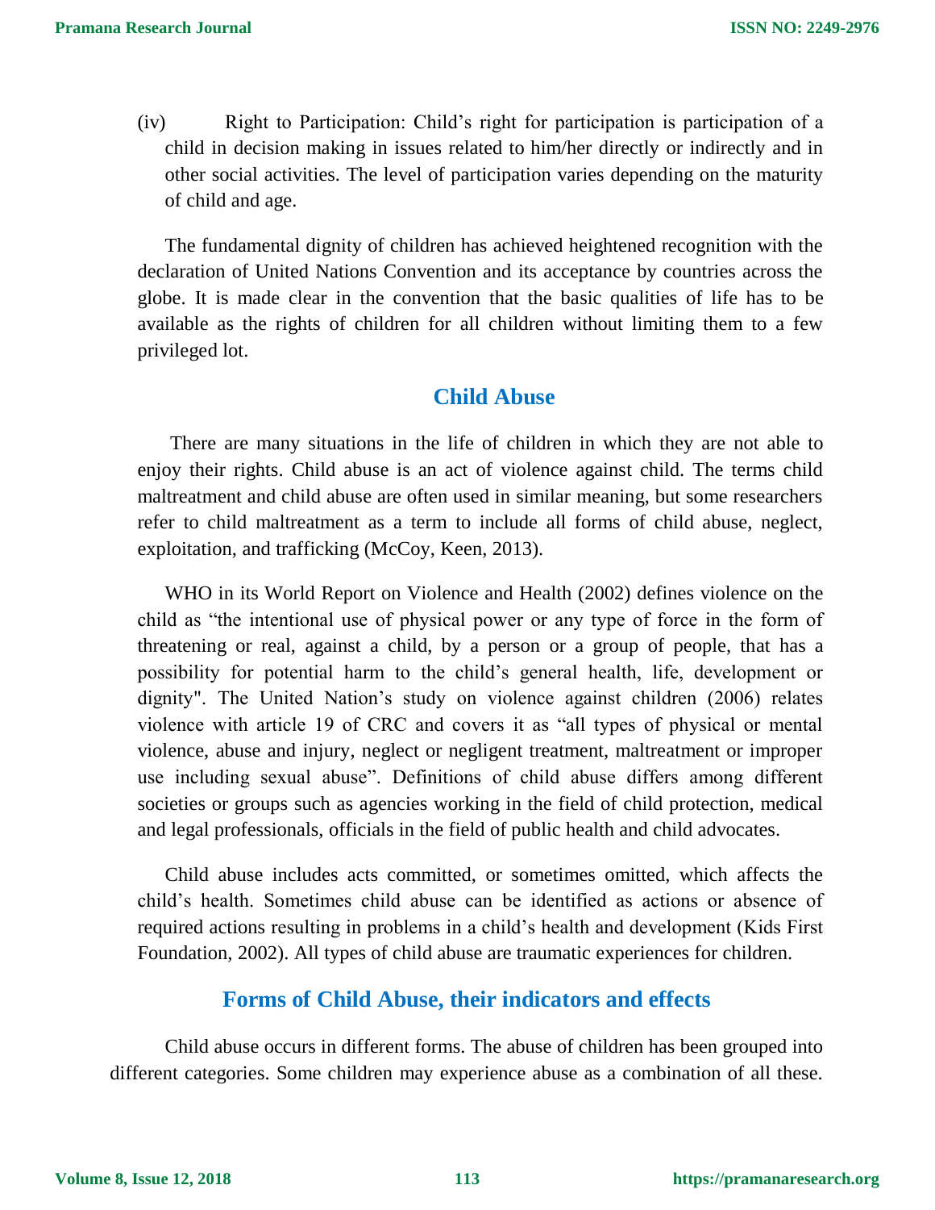(iv) Right to Participation: Child's right for participation is participation of a child in decision making in issues related to him/her directly or indirectly and in other social activities. The level of participation varies depending on the maturity of child and age.

The fundamental dignity of children has achieved heightened recognition with the declaration of United Nations Convention and its acceptance by countries across the globe. It is made clear in the convention that the basic qualities of life has to be available as the rights of children for all children without limiting them to a few privileged lot.

## Child Abuse

There are many situations in the life of children in which they are not able to enjoy their rights. Child abuse is an act of violence against child. The terms child maltreatment and child abuse are often used in similar meaning, but some researchers refer to child maltreatment as a term to include all forms of child abuse, neglect, exploitation, and trafficking (McCoy, Keen, 2013).

WHO in its World Report on Violence and Health (2002) defines violence on the child as "the intentional use of physical power or any type of force in the form of threatening or real, against a child, by a person or a group of people, that has a possibility for potential harm to the child's general health, life, development or dignity". The United Nation's study on violence against children (2006) relates violence with article 19 of CRC and covers it as "all types of physical or mental violence, abuse and injury, neglect or negligent treatment, maltreatment or improper use including sexual abuse". Definitions of child abuse differs among different societies or groups such as agencies working in the field of child protection, medical and legal professionals, officials in the field of public health and child advocates.

Child abuse includes acts committed, or sometimes omitted, which affects the child's health. Sometimes child abuse can be identified as actions or absence of required actions resulting in problems in a child's health and development (Kids First Foundation, 2002). All types of child abuse are traumatic experiences for children.

## Forms of Child Abuse, their indicators and effects

Child abuse occurs in different forms. The abuse of children has been grouped into different categories. Some children may experience abuse as a combination of all these.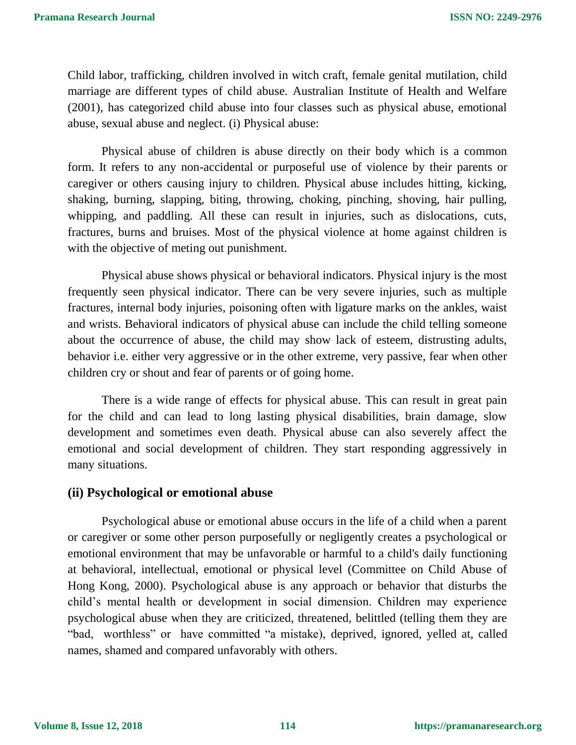Child labor, trafficking, children involved in witch craft, female genital mutilation, child marriage are different types of child abuse. Australian Institute of Health and Welfare (2001), has categorized child abuse into four classes such as physical abuse, emotional abuse, sexual abuse and neglect. (i) Physical abuse:

Physical abuse of children is abuse directly on their body which is a common form. It refers to any non-accidental or purposeful use of violence by their parents or caregiver or others causing injury to children. Physical abuse includes hitting, kicking, shaking, burning, slapping, biting, throwing, choking, pinching, shoving, hair pulling, whipping, and paddling. All these can result in injuries, such as dislocations, cuts, fractures, burns and bruises. Most of the physical violence at home against children is with the objective of meting out punishment.

Physical abuse shows physical or behavioral indicators. Physical injury is the most frequently seen physical indicator. There can be very severe injuries, such as multiple fractures, internal body injuries, poisoning often with ligature marks on the ankles, waist and wrists. Behavioral indicators of physical abuse can include the child telling someone about the occurrence of abuse, the child may show lack of esteem, distrusting adults, behavior i.e. either very aggressive or in the other extreme, very passive, fear when other children cry or shout and fear of parents or of going home.

There is a wide range of effects for physical abuse. This can result in great pain for the child and can lead to long lasting physical disabilities, brain damage, slow development and sometimes even death. Physical abuse can also severely affect the emotional and social development of children. They start responding aggressively in many situations.

### (ii) Psychological or emotional abuse

Psychological abuse or emotional abuse occurs in the life of a child when a parent or caregiver or some other person purposefully or negligently creates a psychological or emotional environment that may be unfavorable or harmful to a child's daily functioning at behavioral, intellectual, emotional or physical level (Committee on Child Abuse of Hong Kong, 2000). Psychological abuse is any approach or behavior that disturbs the child's mental health or development in social dimension. Children may experience psychological abuse when they are criticized, threatened, belittled (telling them they are "bad, worthless" or have committed "a mistake), deprived, ignored, yelled at, called names, shamed and compared unfavorably with others.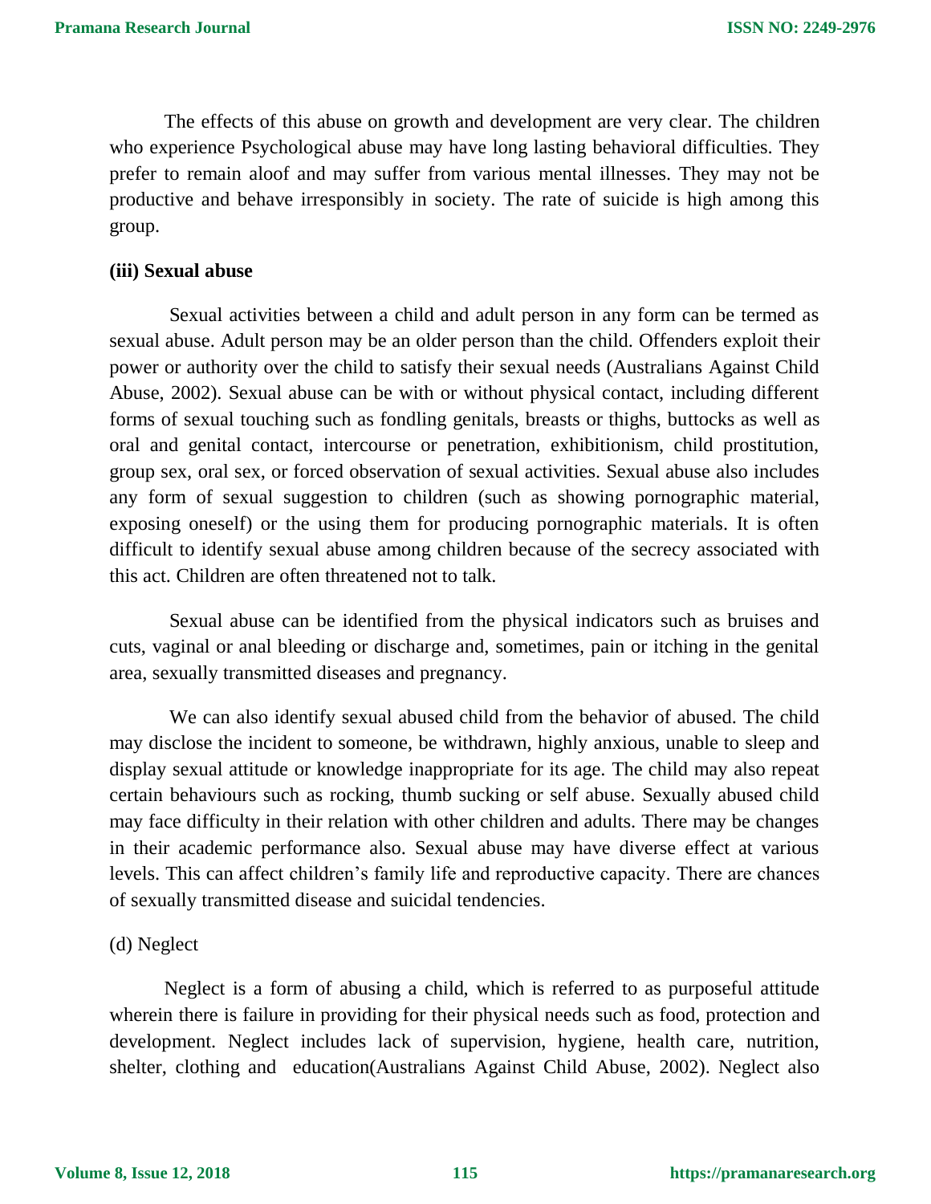The effects of this abuse on growth and development are very clear. The children who experience Psychological abuse may have long lasting behavioral difficulties. They prefer to remain aloof and may suffer from various mental illnesses. They may not be productive and behave irresponsibly in society. The rate of suicide is high among this group.

**(iii) Sexual abuse**

Sexual activities between a child and adult person in any form can be termed as sexual abuse. Adult person may be an older person than the child. Offenders exploit their power or authority over the child to satisfy their sexual needs (Australians Against Child Abuse, 2002). Sexual abuse can be with or without physical contact, including different forms of sexual touching such as fondling genitals, breasts or thighs, buttocks as well as oral and genital contact, intercourse or penetration, exhibitionism, child prostitution, group sex, oral sex, or forced observation of sexual activities. Sexual abuse also includes any form of sexual suggestion to children (such as showing pornographic material, exposing oneself) or the using them for producing pornographic materials. It is often difficult to identify sexual abuse among children because of the secrecy associated with this act. Children are often threatened not to talk.

Sexual abuse can be identified from the physical indicators such as bruises and cuts, vaginal or anal bleeding or discharge and, sometimes, pain or itching in the genital area, sexually transmitted diseases and pregnancy.

We can also identify sexual abused child from the behavior of abused. The child may disclose the incident to someone, be withdrawn, highly anxious, unable to sleep and display sexual attitude or knowledge inappropriate for its age. The child may also repeat certain behaviours such as rocking, thumb sucking or self abuse. Sexually abused child may face difficulty in their relation with other children and adults. There may be changes in their academic performance also. Sexual abuse may have diverse effect at various levels. This can affect children's family life and reproductive capacity. There are chances of sexually transmitted disease and suicidal tendencies.

(d) Neglect

Neglect is a form of abusing a child, which is referred to as purposeful attitude wherein there is failure in providing for their physical needs such as food, protection and development. Neglect includes lack of supervision, hygiene, health care, nutrition, shelter, clothing and education(Australians Against Child Abuse, 2002). Neglect also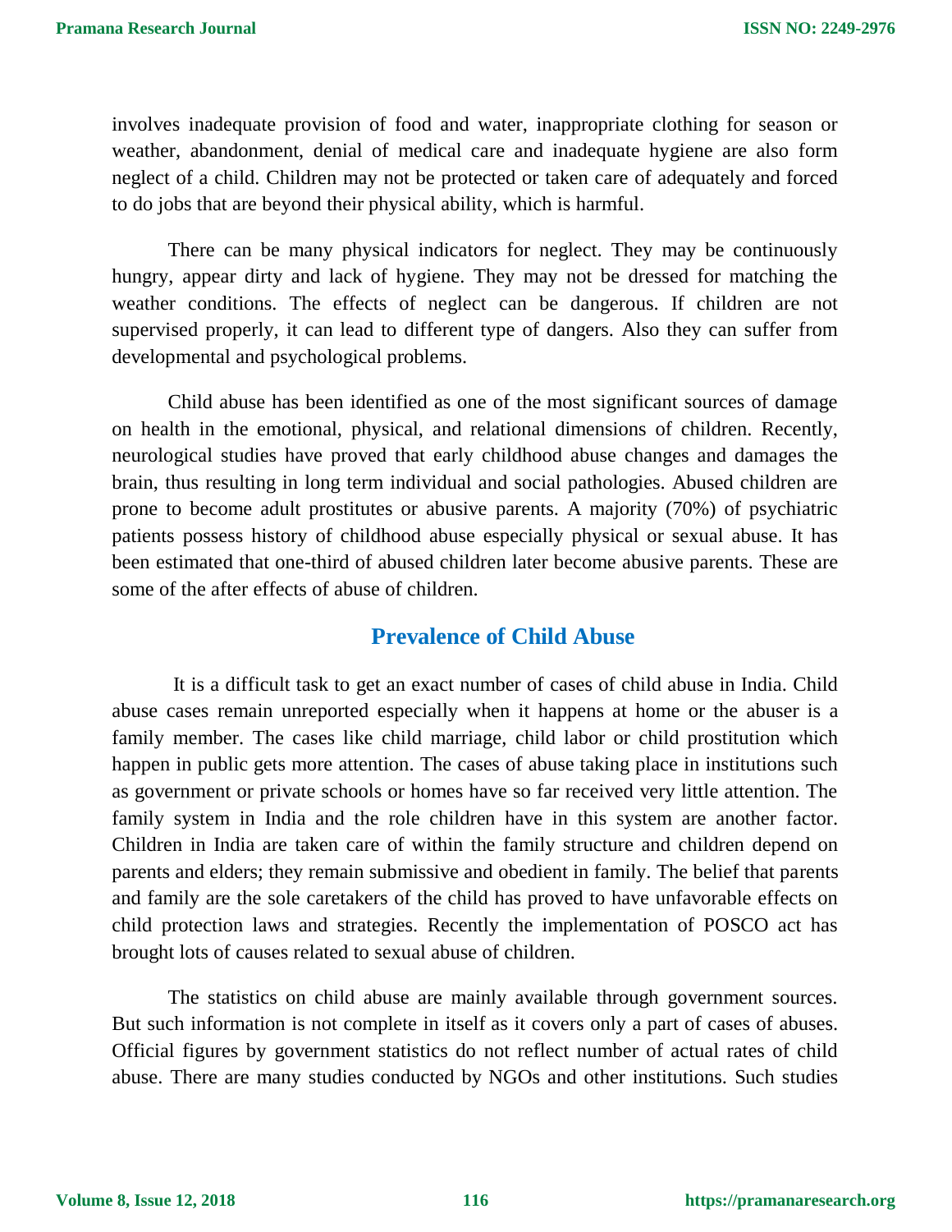involves inadequate provision of food and water, inappropriate clothing for season or weather, abandonment, denial of medical care and inadequate hygiene are also form neglect of a child. Children may not be protected or taken care of adequately and forced to do jobs that are beyond their physical ability, which is harmful.

There can be many physical indicators for neglect. They may be continuously hungry, appear dirty and lack of hygiene. They may not be dressed for matching the weather conditions. The effects of neglect can be dangerous. If children are not supervised properly, it can lead to different type of dangers. Also they can suffer from developmental and psychological problems.

Child abuse has been identified as one of the most significant sources of damage on health in the emotional, physical, and relational dimensions of children. Recently, neurological studies have proved that early childhood abuse changes and damages the brain, thus resulting in long term individual and social pathologies. Abused children are prone to become adult prostitutes or abusive parents. A majority (70%) of psychiatric patients possess history of childhood abuse especially physical or sexual abuse. It has been estimated that one-third of abused children later become abusive parents. These are some of the after effects of abuse of children.

## Prevalence of Child Abuse

It is a difficult task to get an exact number of cases of child abuse in India. Child abuse cases remain unreported especially when it happens at home or the abuser is a family member. The cases like child marriage, child labor or child prostitution which happen in public gets more attention. The cases of abuse taking place in institutions such as government or private schools or homes have so far received very little attention. The family system in India and the role children have in this system are another factor. Children in India are taken care of within the family structure and children depend on parents and elders; they remain submissive and obedient in family. The belief that parents and family are the sole caretakers of the child has proved to have unfavorable effects on child protection laws and strategies. Recently the implementation of POSCO act has brought lots of causes related to sexual abuse of children.

The statistics on child abuse are mainly available through government sources. But such information is not complete in itself as it covers only a part of cases of abuses. Official figures by government statistics do not reflect number of actual rates of child abuse. There are many studies conducted by NGOs and other institutions. Such studies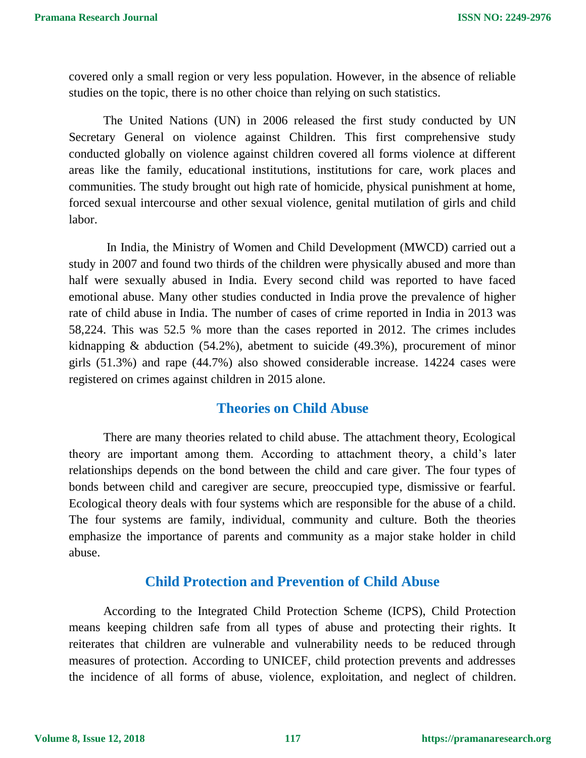covered only a small region or very less population. However, in the absence of reliable studies on the topic, there is no other choice than relying on such statistics.

The United Nations (UN) in 2006 released the first study conducted by UN Secretary General on violence against Children. This first comprehensive study conducted globally on violence against children covered all forms violence at different areas like the family, educational institutions, institutions for care, work places and communities. The study brought out high rate of homicide, physical punishment at home, forced sexual intercourse and other sexual violence, genital mutilation of girls and child labor.

In India, the Ministry of Women and Child Development (MWCD) carried out a study in 2007 and found two thirds of the children were physically abused and more than half were sexually abused in India. Every second child was reported to have faced emotional abuse. Many other studies conducted in India prove the prevalence of higher rate of child abuse in India. The number of cases of crime reported in India in 2013 was 58,224. This was 52.5 % more than the cases reported in 2012. The crimes includes kidnapping & abduction (54.2%), abetment to suicide (49.3%), procurement of minor girls (51.3%) and rape (44.7%) also showed considerable increase. 14224 cases were registered on crimes against children in 2015 alone.

## Theories on Child Abuse

There are many theories related to child abuse. The attachment theory, Ecological theory are important among them. According to attachment theory, a child's later relationships depends on the bond between the child and care giver. The four types of bonds between child and caregiver are secure, preoccupied type, dismissive or fearful. Ecological theory deals with four systems which are responsible for the abuse of a child. The four systems are family, individual, community and culture. Both the theories emphasize the importance of parents and community as a major stake holder in child abuse.

## Child Protection and Prevention of Child Abuse

According to the Integrated Child Protection Scheme (ICPS), Child Protection means keeping children safe from all types of abuse and protecting their rights. It reiterates that children are vulnerable and vulnerability needs to be reduced through measures of protection. According to UNICEF, child protection prevents and addresses the incidence of all forms of abuse, violence, exploitation, and neglect of children.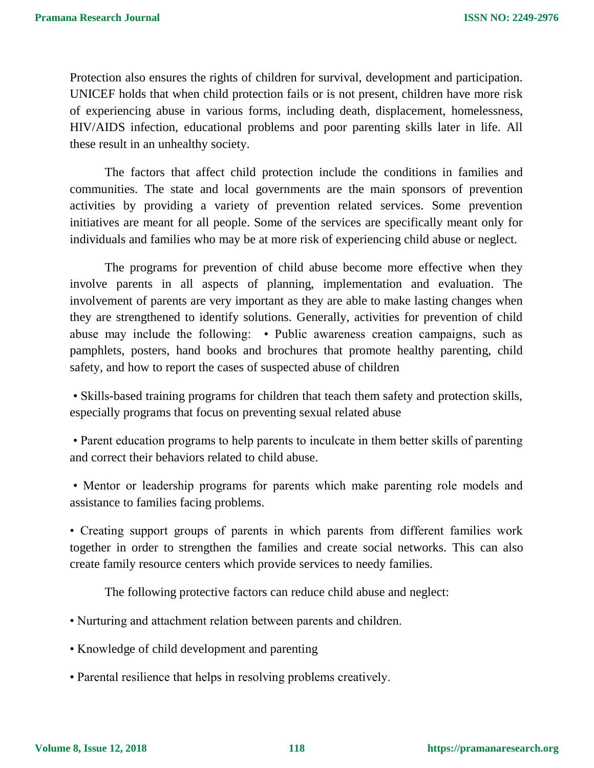Protection also ensures the rights of children for survival, development and participation. UNICEF holds that when child protection fails or is not present, children have more risk of experiencing abuse in various forms, including death, displacement, homelessness, HIV/AIDS infection, educational problems and poor parenting skills later in life. All these result in an unhealthy society.

The factors that affect child protection include the conditions in families and communities. The state and local governments are the main sponsors of prevention activities by providing a variety of prevention related services. Some prevention initiatives are meant for all people. Some of the services are specifically meant only for individuals and families who may be at more risk of experiencing child abuse or neglect.

The programs for prevention of child abuse become more effective when they involve parents in all aspects of planning, implementation and evaluation. The involvement of parents are very important as they are able to make lasting changes when they are strengthened to identify solutions. Generally, activities for prevention of child abuse may include the following:

- Public awareness creation campaigns, such as pamphlets, posters, hand books and brochures that promote healthy parenting, child safety, and how to report the cases of suspected abuse of children
- Skills-based training programs for children that teach them safety and protection skills, especially programs that focus on preventing sexual related abuse
- Parent education programs to help parents to inculcate in them better skills of parenting and correct their behaviors related to child abuse.
- Mentor or leadership programs for parents which make parenting role models and assistance to families facing problems.
- Creating support groups of parents in which parents from different families work together in order to strengthen the families and create social networks. This can also create family resource centers which provide services to needy families.

The following protective factors can reduce child abuse and neglect:

- Nurturing and attachment relation between parents and children.
- Knowledge of child development and parenting
- Parental resilience that helps in resolving problems creatively.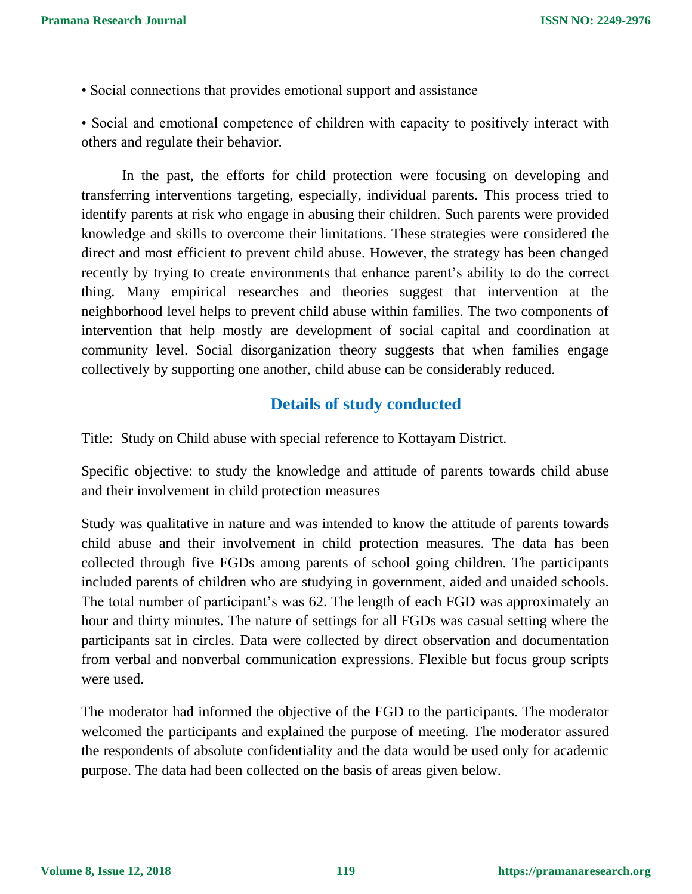- Social connections that provides emotional support and assistance
- Social and emotional competence of children with capacity to positively interact with others and regulate their behavior.

In the past, the efforts for child protection were focusing on developing and transferring interventions targeting, especially, individual parents. This process tried to identify parents at risk who engage in abusing their children. Such parents were provided knowledge and skills to overcome their limitations. These strategies were considered the direct and most efficient to prevent child abuse. However, the strategy has been changed recently by trying to create environments that enhance parent's ability to do the correct thing. Many empirical researches and theories suggest that intervention at the neighborhood level helps to prevent child abuse within families. The two components of intervention that help mostly are development of social capital and coordination at community level. Social disorganization theory suggests that when families engage collectively by supporting one another, child abuse can be considerably reduced.

## Details of study conducted

Title: Study on Child abuse with special reference to Kottayam District.

Specific objective: to study the knowledge and attitude of parents towards child abuse and their involvement in child protection measures

Study was qualitative in nature and was intended to know the attitude of parents towards child abuse and their involvement in child protection measures. The data has been collected through five FGDs among parents of school going children. The participants included parents of children who are studying in government, aided and unaided schools. The total number of participant's was 62. The length of each FGD was approximately an hour and thirty minutes. The nature of settings for all FGDs was casual setting where the participants sat in circles. Data were collected by direct observation and documentation from verbal and nonverbal communication expressions. Flexible but focus group scripts were used.

The moderator had informed the objective of the FGD to the participants. The moderator welcomed the participants and explained the purpose of meeting. The moderator assured the respondents of absolute confidentiality and the data would be used only for academic purpose. The data had been collected on the basis of areas given below.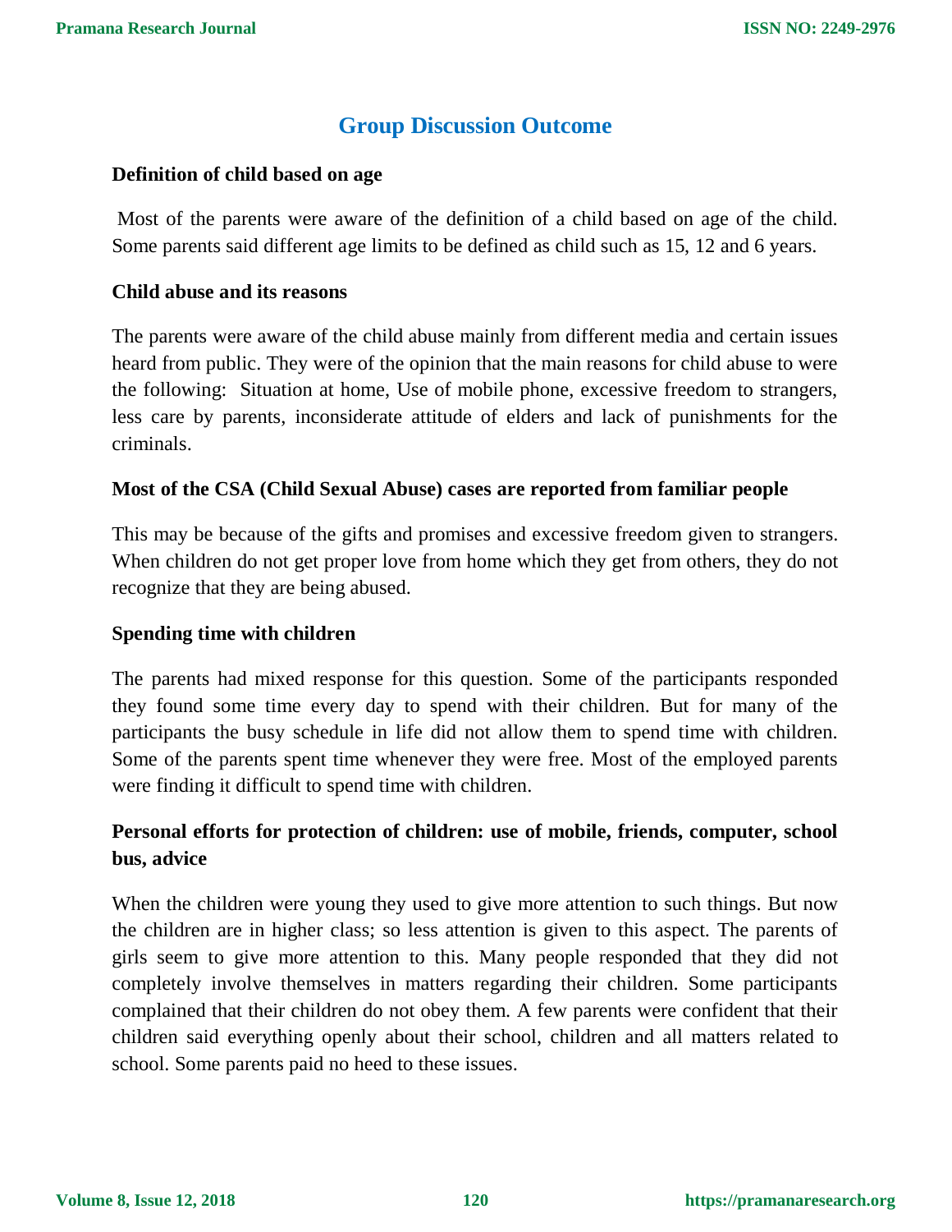## Group Discussion Outcome

**Definition of child based on age**

Most of the parents were aware of the definition of a child based on age of the child. Some parents said different age limits to be defined as child such as 15, 12 and 6 years.

**Child abuse and its reasons**

The parents were aware of the child abuse mainly from different media and certain issues heard from public. They were of the opinion that the main reasons for child abuse to were the following: Situation at home, Use of mobile phone, excessive freedom to strangers, less care by parents, inconsiderate attitude of elders and lack of punishments for the criminals.

**Most of the CSA (Child Sexual Abuse) cases are reported from familiar people**

This may be because of the gifts and promises and excessive freedom given to strangers. When children do not get proper love from home which they get from others, they do not recognize that they are being abused.

**Spending time with children**

The parents had mixed response for this question. Some of the participants responded they found some time every day to spend with their children. But for many of the participants the busy schedule in life did not allow them to spend time with children. Some of the parents spent time whenever they were free. Most of the employed parents were finding it difficult to spend time with children.

**Personal efforts for protection of children: use of mobile, friends, computer, school bus, advice**

When the children were young they used to give more attention to such things. But now the children are in higher class; so less attention is given to this aspect. The parents of girls seem to give more attention to this. Many people responded that they did not completely involve themselves in matters regarding their children. Some participants complained that their children do not obey them. A few parents were confident that their children said everything openly about their school, children and all matters related to school. Some parents paid no heed to these issues.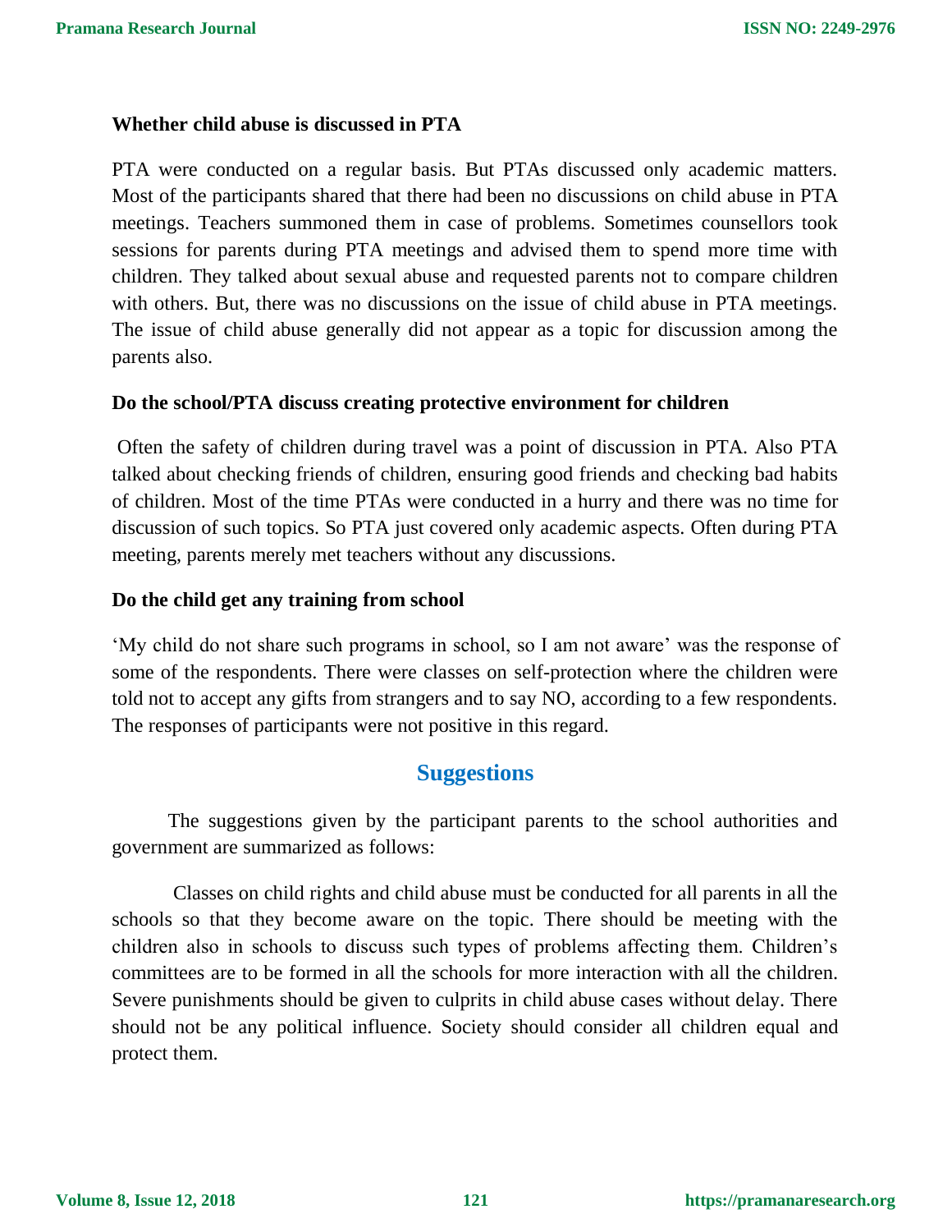**Whether child abuse is discussed in PTA**

PTA were conducted on a regular basis. But PTAs discussed only academic matters. Most of the participants shared that there had been no discussions on child abuse in PTA meetings. Teachers summoned them in case of problems. Sometimes counsellors took sessions for parents during PTA meetings and advised them to spend more time with children. They talked about sexual abuse and requested parents not to compare children with others. But, there was no discussions on the issue of child abuse in PTA meetings. The issue of child abuse generally did not appear as a topic for discussion among the parents also.

**Do the school/PTA discuss creating protective environment for children**

Often the safety of children during travel was a point of discussion in PTA. Also PTA talked about checking friends of children, ensuring good friends and checking bad habits of children. Most of the time PTAs were conducted in a hurry and there was no time for discussion of such topics. So PTA just covered only academic aspects. Often during PTA meeting, parents merely met teachers without any discussions.

**Do the child get any training from school**

'My child do not share such programs in school, so I am not aware' was the response of some of the respondents. There were classes on self-protection where the children were told not to accept any gifts from strangers and to say NO, according to a few respondents. The responses of participants were not positive in this regard.

## Suggestions

The suggestions given by the participant parents to the school authorities and government are summarized as follows:

Classes on child rights and child abuse must be conducted for all parents in all the schools so that they become aware on the topic. There should be meeting with the children also in schools to discuss such types of problems affecting them. Children's committees are to be formed in all the schools for more interaction with all the children. Severe punishments should be given to culprits in child abuse cases without delay. There should not be any political influence. Society should consider all children equal and protect them.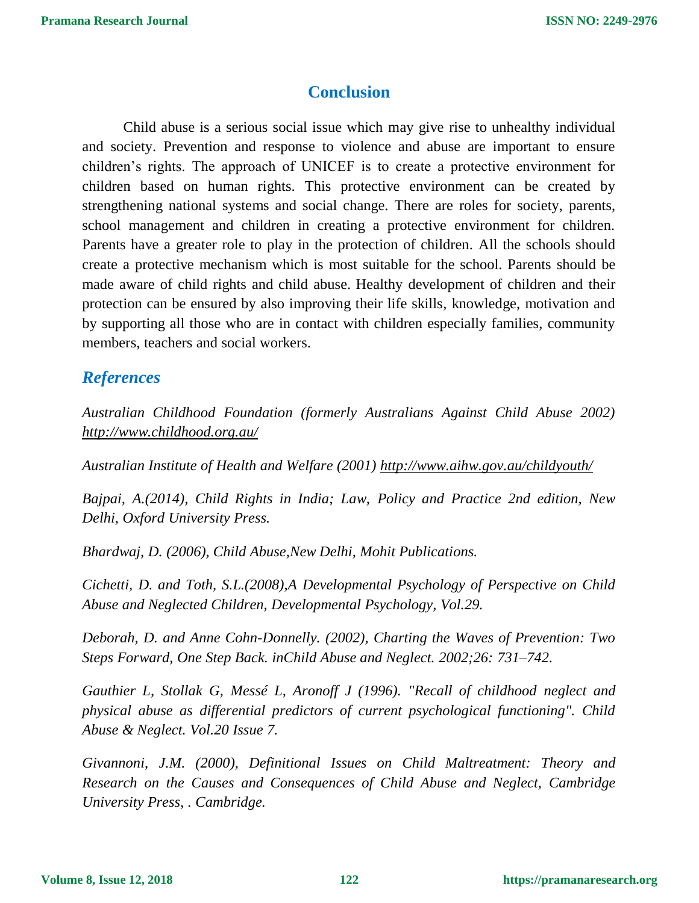## Conclusion

Child abuse is a serious social issue which may give rise to unhealthy individual and society. Prevention and response to violence and abuse are important to ensure children's rights. The approach of UNICEF is to create a protective environment for children based on human rights. This protective environment can be created by strengthening national systems and social change. There are roles for society, parents, school management and children in creating a protective environment for children. Parents have a greater role to play in the protection of children. All the schools should create a protective mechanism which is most suitable for the school. Parents should be made aware of child rights and child abuse. Healthy development of children and their protection can be ensured by also improving their life skills, knowledge, motivation and by supporting all those who are in contact with children especially families, community members, teachers and social workers.

## *References*

*Australian Childhood Foundation (formerly Australians Against Child Abuse 2002)* *http://www.childhood.org.au/*

*Australian Institute of Health and Welfare (2001)* *http://www.aihw.gov.au/childyouth/*

*Bajpai, A.(2014), Child Rights in India; Law, Policy and Practice 2nd edition, New Delhi, Oxford University Press.*

*Bhardwaj, D. (2006), Child Abuse,New Delhi, Mohit Publications.*

*Cichetti, D. and Toth, S.L.(2008),A Developmental Psychology of Perspective on Child Abuse and Neglected Children, Developmental Psychology, Vol.29.*

*Deborah, D. and Anne Cohn-Donnelly. (2002), Charting the Waves of Prevention: Two Steps Forward, One Step Back. inChild Abuse and Neglect. 2002;26: 731–742.*

*Gauthier L, Stollak G, Messé L, Aronoff J (1996). "Recall of childhood neglect and physical abuse as differential predictors of current psychological functioning". Child Abuse & Neglect. Vol.20 Issue 7.*

*Givannoni, J.M. (2000), Definitional Issues on Child Maltreatment: Theory and Research on the Causes and Consequences of Child Abuse and Neglect, Cambridge University Press, . Cambridge.*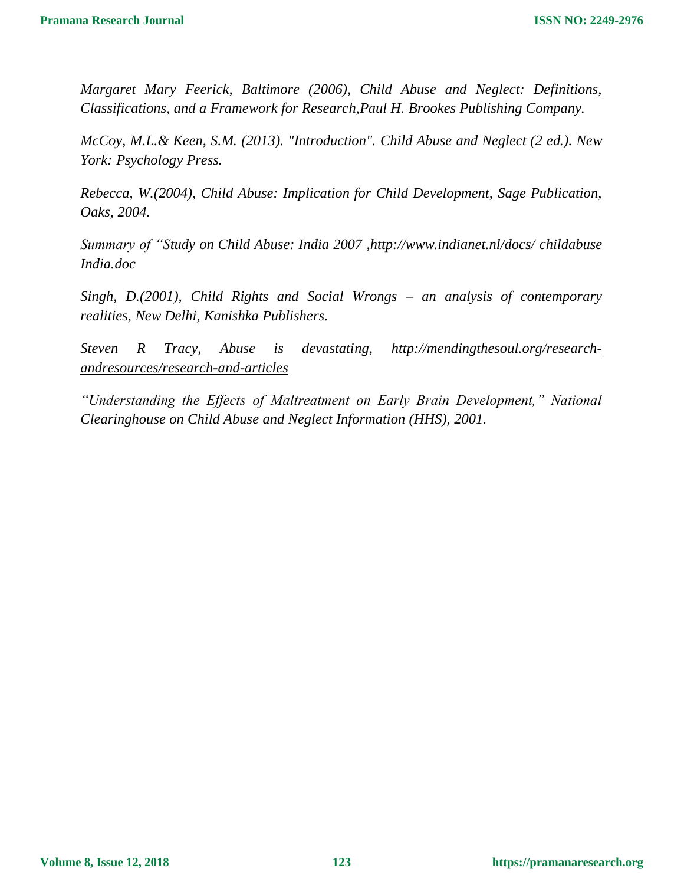*Margaret Mary Feerick, Baltimore (2006), Child Abuse and Neglect: Definitions, Classifications, and a Framework for Research,Paul H. Brookes Publishing Company.*

*McCoy, M.L.& Keen, S.M. (2013). "Introduction". Child Abuse and Neglect (2 ed.). New York: Psychology Press.*

*Rebecca, W.(2004), Child Abuse: Implication for Child Development, Sage Publication, Oaks, 2004.*

*Summary of "Study on Child Abuse: India 2007 ,http://www.indianet.nl/docs/ childabuse India.doc*

*Singh, D.(2001), Child Rights and Social Wrongs – an analysis of contemporary realities, New Delhi, Kanishka Publishers.*

*Steven R Tracy, Abuse is devastating, http://mendingthesoul.org/research-andresources/research-and-articles*

*"Understanding the Effects of Maltreatment on Early Brain Development," National Clearinghouse on Child Abuse and Neglect Information (HHS), 2001.*